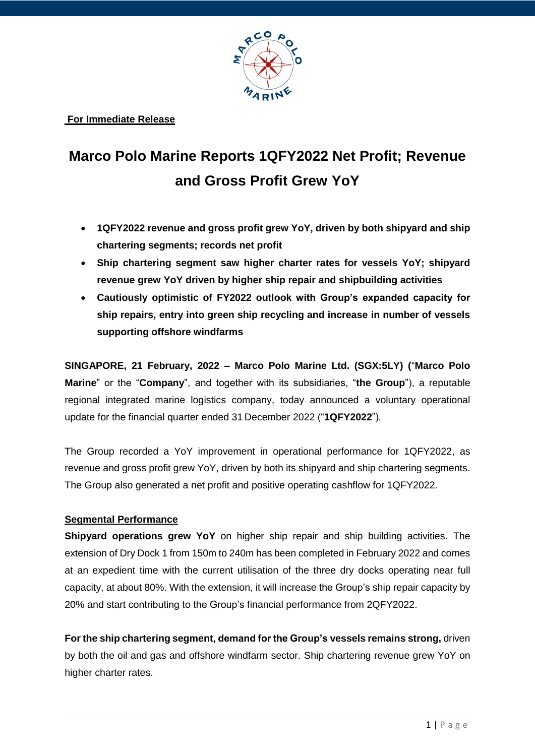**For Immediate Release**

# Marco Polo Marine Reports 1QFY2022 Net Profit; Revenue and Gross Profit Grew YoY

- **1QFY2022 revenue and gross profit grew YoY, driven by both shipyard and ship chartering segments; records net profit**
- **Ship chartering segment saw higher charter rates for vessels YoY; shipyard revenue grew YoY driven by higher ship repair and shipbuilding activities**
- **Cautiously optimistic of FY2022 outlook with Group's expanded capacity for ship repairs, entry into green ship recycling and increase in number of vessels supporting offshore windfarms**

**SINGAPORE, 21 February, 2022 – Marco Polo Marine Ltd. (SGX:5LY) ("Marco Polo Marine"** or the "**Company**", and together with its subsidiaries, "**the Group**"), a reputable regional integrated marine logistics company, today announced a voluntary operational update for the financial quarter ended 31 December 2022 ("**1QFY2022**").

The Group recorded a YoY improvement in operational performance for 1QFY2022, as revenue and gross profit grew YoY, driven by both its shipyard and ship chartering segments. The Group also generated a net profit and positive operating cashflow for 1QFY2022.

**Segmental Performance**

**Shipyard operations grew YoY** on higher ship repair and ship building activities. The extension of Dry Dock 1 from 150m to 240m has been completed in February 2022 and comes at an expedient time with the current utilisation of the three dry docks operating near full capacity, at about 80%. With the extension, it will increase the Group's ship repair capacity by 20% and start contributing to the Group's financial performance from 2QFY2022.

**For the ship chartering segment, demand for the Group's vessels remains strong,** driven by both the oil and gas and offshore windfarm sector. Ship chartering revenue grew YoY on higher charter rates.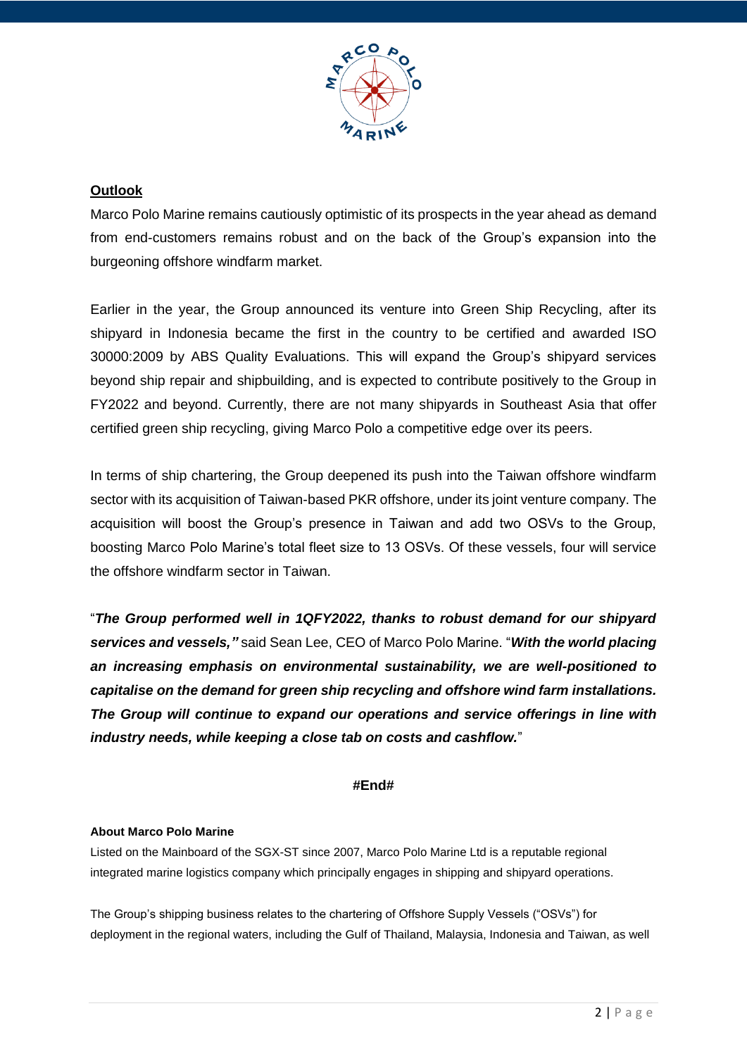## **Outlook**

Marco Polo Marine remains cautiously optimistic of its prospects in the year ahead as demand from end-customers remains robust and on the back of the Group's expansion into the burgeoning offshore windfarm market.

Earlier in the year, the Group announced its venture into Green Ship Recycling, after its shipyard in Indonesia became the first in the country to be certified and awarded ISO 30000:2009 by ABS Quality Evaluations. This will expand the Group's shipyard services beyond ship repair and shipbuilding, and is expected to contribute positively to the Group in FY2022 and beyond. Currently, there are not many shipyards in Southeast Asia that offer certified green ship recycling, giving Marco Polo a competitive edge over its peers.

In terms of ship chartering, the Group deepened its push into the Taiwan offshore windfarm sector with its acquisition of Taiwan-based PKR offshore, under its joint venture company. The acquisition will boost the Group's presence in Taiwan and add two OSVs to the Group, boosting Marco Polo Marine's total fleet size to 13 OSVs. Of these vessels, four will service the offshore windfarm sector in Taiwan.

"***The Group performed well in 1QFY2022, thanks to robust demand for our shipyard services and vessels,"*** said Sean Lee, CEO of Marco Polo Marine. "***With the world placing an increasing emphasis on environmental sustainability, we are well-positioned to capitalise on the demand for green ship recycling and offshore wind farm installations. The Group will continue to expand our operations and service offerings in line with industry needs, while keeping a close tab on costs and cashflow.***"

**#End#**

**About Marco Polo Marine**

Listed on the Mainboard of the SGX-ST since 2007, Marco Polo Marine Ltd is a reputable regional integrated marine logistics company which principally engages in shipping and shipyard operations.

The Group's shipping business relates to the chartering of Offshore Supply Vessels ("OSVs") for deployment in the regional waters, including the Gulf of Thailand, Malaysia, Indonesia and Taiwan, as well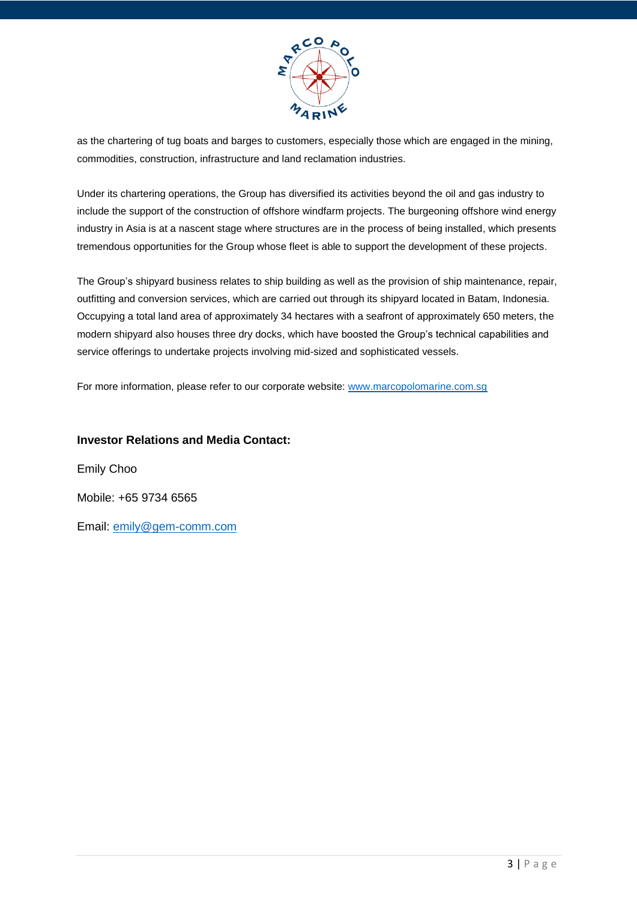as the chartering of tug boats and barges to customers, especially those which are engaged in the mining, commodities, construction, infrastructure and land reclamation industries.

Under its chartering operations, the Group has diversified its activities beyond the oil and gas industry to include the support of the construction of offshore windfarm projects. The burgeoning offshore wind energy industry in Asia is at a nascent stage where structures are in the process of being installed, which presents tremendous opportunities for the Group whose fleet is able to support the development of these projects.

The Group's shipyard business relates to ship building as well as the provision of ship maintenance, repair, outfitting and conversion services, which are carried out through its shipyard located in Batam, Indonesia. Occupying a total land area of approximately 34 hectares with a seafront of approximately 650 meters, the modern shipyard also houses three dry docks, which have boosted the Group's technical capabilities and service offerings to undertake projects involving mid-sized and sophisticated vessels.

For more information, please refer to our corporate website: [www.marcopolomarine.com.sg](http://www.marcopolomarine.com.sg)

**Investor Relations and Media Contact:**

Emily Choo

Mobile: +65 9734 6565

Email: [emily@gem-comm.com](mailto:emily@gem-comm.com)